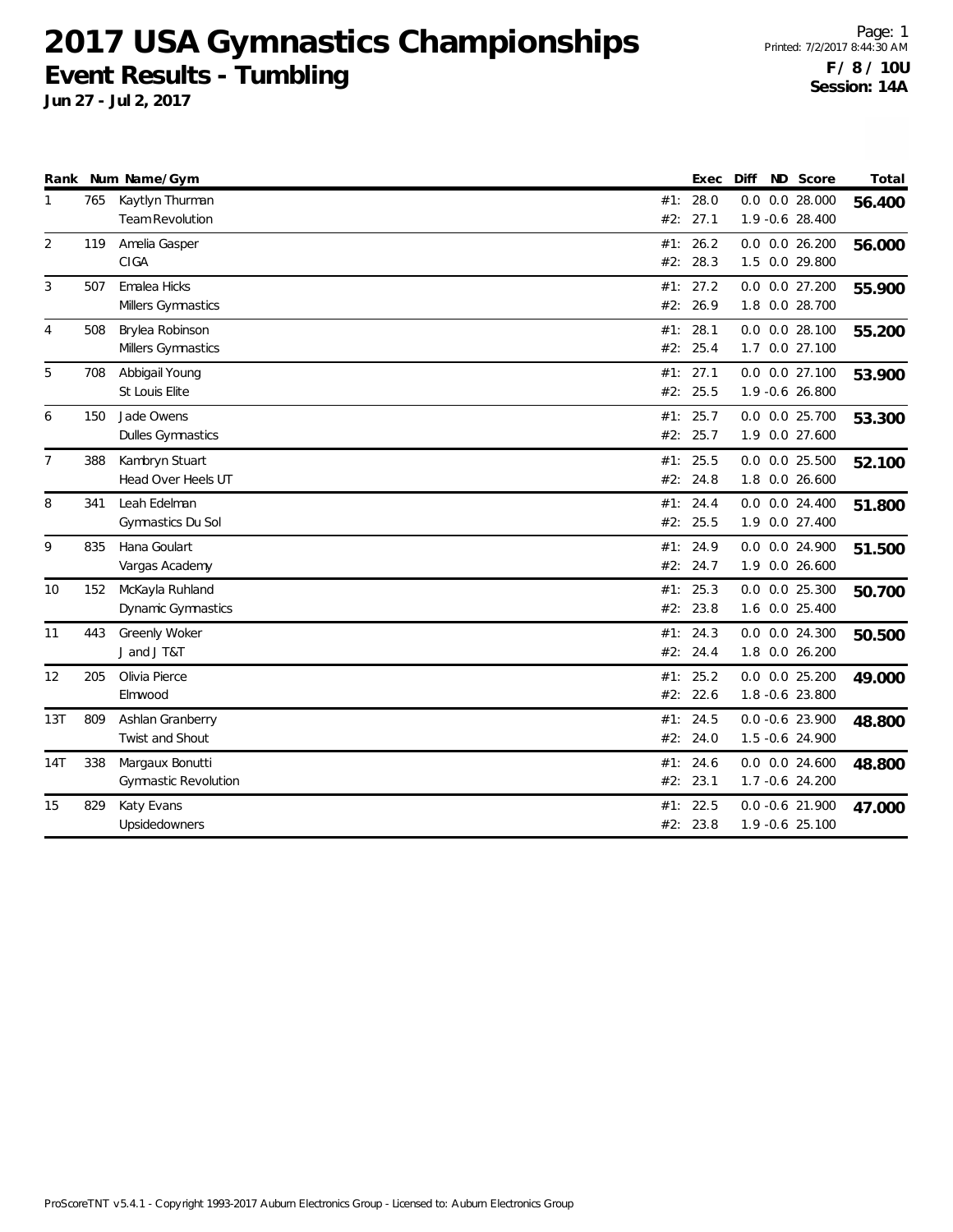# 2017 USA Gymnastics Championships

## Event Results - Tumbling

**Jun 27 - Jul 2, 2017**

Printed: 7/2/2017 8:44:30 AM

**F / 8 / 10U**
**Session: 14A**

| Rank | Num | Name/Gym | | Exec | Diff | ND | Score | Total |
|---|---|---|---|---|---|---|---|---|
| 1 | 765 | Kaytlyn Thurman | #1: | 28.0 | 0.0 | 0.0 | 28.000 | **56.400** |
| | | Team Revolution | #2: | 27.1 | 1.9 | -0.6 | 28.400 | |
| 2 | 119 | Amelia Gasper | #1: | 26.2 | 0.0 | 0.0 | 26.200 | **56.000** |
| | | CIGA | #2: | 28.3 | 1.5 | 0.0 | 29.800 | |
| 3 | 507 | Emalea Hicks | #1: | 27.2 | 0.0 | 0.0 | 27.200 | **55.900** |
| | | Millers Gymnastics | #2: | 26.9 | 1.8 | 0.0 | 28.700 | |
| 4 | 508 | Brylea Robinson | #1: | 28.1 | 0.0 | 0.0 | 28.100 | **55.200** |
| | | Millers Gymnastics | #2: | 25.4 | 1.7 | 0.0 | 27.100 | |
| 5 | 708 | Abbigail Young | #1: | 27.1 | 0.0 | 0.0 | 27.100 | **53.900** |
| | | St Louis Elite | #2: | 25.5 | 1.9 | -0.6 | 26.800 | |
| 6 | 150 | Jade Owens | #1: | 25.7 | 0.0 | 0.0 | 25.700 | **53.300** |
| | | Dulles Gymnastics | #2: | 25.7 | 1.9 | 0.0 | 27.600 | |
| 7 | 388 | Kambryn Stuart | #1: | 25.5 | 0.0 | 0.0 | 25.500 | **52.100** |
| | | Head Over Heels UT | #2: | 24.8 | 1.8 | 0.0 | 26.600 | |
| 8 | 341 | Leah Edelman | #1: | 24.4 | 0.0 | 0.0 | 24.400 | **51.800** |
| | | Gymnastics Du Sol | #2: | 25.5 | 1.9 | 0.0 | 27.400 | |
| 9 | 835 | Hana Goulart | #1: | 24.9 | 0.0 | 0.0 | 24.900 | **51.500** |
| | | Vargas Academy | #2: | 24.7 | 1.9 | 0.0 | 26.600 | |
| 10 | 152 | McKayla Ruhland | #1: | 25.3 | 0.0 | 0.0 | 25.300 | **50.700** |
| | | Dynamic Gymnastics | #2: | 23.8 | 1.6 | 0.0 | 25.400 | |
| 11 | 443 | Greenly Woker | #1: | 24.3 | 0.0 | 0.0 | 24.300 | **50.500** |
| | | J and J T&T | #2: | 24.4 | 1.8 | 0.0 | 26.200 | |
| 12 | 205 | Olivia Pierce | #1: | 25.2 | 0.0 | 0.0 | 25.200 | **49.000** |
| | | Elmwood | #2: | 22.6 | 1.8 | -0.6 | 23.800 | |
| 13T | 809 | Ashlan Granberry | #1: | 24.5 | 0.0 | -0.6 | 23.900 | **48.800** |
| | | Twist and Shout | #2: | 24.0 | 1.5 | -0.6 | 24.900 | |
| 14T | 338 | Margaux Bonutti | #1: | 24.6 | 0.0 | 0.0 | 24.600 | **48.800** |
| | | Gymnastic Revolution | #2: | 23.1 | 1.7 | -0.6 | 24.200 | |
| 15 | 829 | Katy Evans | #1: | 22.5 | 0.0 | -0.6 | 21.900 | **47.000** |
| | | Upsidedowners | #2: | 23.8 | 1.9 | -0.6 | 25.100 | |

ProScoreTNT v5.4.1 - Copyright 1993-2017 Auburn Electronics Group - Licensed to: Auburn Electronics Group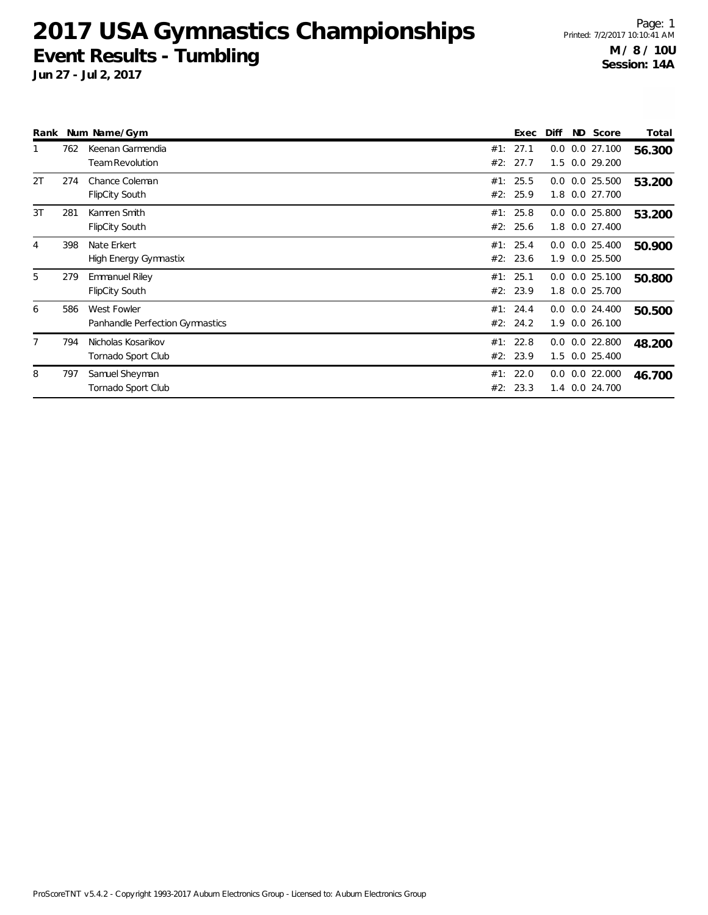# 2017 USA Gymnastics Championships

## Event Results - Tumbling

**Jun 27 - Jul 2, 2017**

Printed: 7/2/2017 10:10:41 AM

**M / 8 / 10U**
**Session: 14A**

| Rank | Num | Name/Gym | | Exec | Diff | ND | Score | Total |
|---|---|---|---|---|---|---|---|---|
| 1 | 762 | Keenan Garmendia | #1: | 27.1 | 0.0 | 0.0 | 27.100 | **56.300** |
| | | Team Revolution | #2: | 27.7 | 1.5 | 0.0 | 29.200 | |
| 2T | 274 | Chance Coleman | #1: | 25.5 | 0.0 | 0.0 | 25.500 | **53.200** |
| | | FlipCity South | #2: | 25.9 | 1.8 | 0.0 | 27.700 | |
| 3T | 281 | Kamren Smith | #1: | 25.8 | 0.0 | 0.0 | 25.800 | **53.200** |
| | | FlipCity South | #2: | 25.6 | 1.8 | 0.0 | 27.400 | |
| 4 | 398 | Nate Erkert | #1: | 25.4 | 0.0 | 0.0 | 25.400 | **50.900** |
| | | High Energy Gymnastix | #2: | 23.6 | 1.9 | 0.0 | 25.500 | |
| 5 | 279 | Emmanuel Riley | #1: | 25.1 | 0.0 | 0.0 | 25.100 | **50.800** |
| | | FlipCity South | #2: | 23.9 | 1.8 | 0.0 | 25.700 | |
| 6 | 586 | West Fowler | #1: | 24.4 | 0.0 | 0.0 | 24.400 | **50.500** |
| | | Panhandle Perfection Gymnastics | #2: | 24.2 | 1.9 | 0.0 | 26.100 | |
| 7 | 794 | Nicholas Kosarikov | #1: | 22.8 | 0.0 | 0.0 | 22.800 | **48.200** |
| | | Tornado Sport Club | #2: | 23.9 | 1.5 | 0.0 | 25.400 | |
| 8 | 797 | Samuel Sheyman | #1: | 22.0 | 0.0 | 0.0 | 22.000 | **46.700** |
| | | Tornado Sport Club | #2: | 23.3 | 1.4 | 0.0 | 24.700 | |

ProScoreTNT v5.4.2 - Copyright 1993-2017 Auburn Electronics Group - Licensed to: Auburn Electronics Group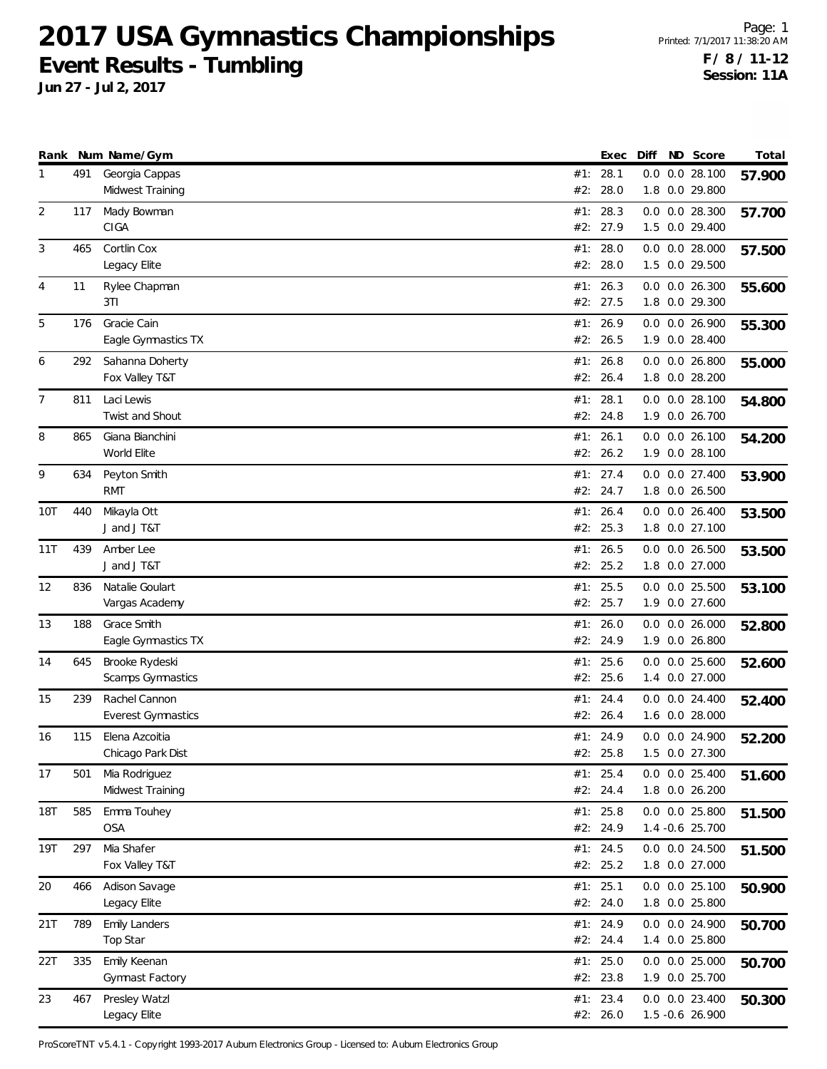# 2017 USA Gymnastics Championships

## Event Results - Tumbling

**Jun 27 - Jul 2, 2017**

Printed: 7/1/2017 11:38:20 AM

**F / 8 / 11-12**
**Session: 11A**

| Rank | Num | Name/Gym | | Exec | Diff | ND | Score | Total |
|---|---|---|---|---|---|---|---|---|
| 1 | 491 | Georgia Cappas | #1: | 28.1 | 0.0 | 0.0 | 28.100 | **57.900** |
| | | Midwest Training | #2: | 28.0 | 1.8 | 0.0 | 29.800 | |
| 2 | 117 | Mady Bowman | #1: | 28.3 | 0.0 | 0.0 | 28.300 | **57.700** |
| | | CIGA | #2: | 27.9 | 1.5 | 0.0 | 29.400 | |
| 3 | 465 | Cortlin Cox | #1: | 28.0 | 0.0 | 0.0 | 28.000 | **57.500** |
| | | Legacy Elite | #2: | 28.0 | 1.5 | 0.0 | 29.500 | |
| 4 | 11 | Rylee Chapman | #1: | 26.3 | 0.0 | 0.0 | 26.300 | **55.600** |
| | | 3TI | #2: | 27.5 | 1.8 | 0.0 | 29.300 | |
| 5 | 176 | Gracie Cain | #1: | 26.9 | 0.0 | 0.0 | 26.900 | **55.300** |
| | | Eagle Gymnastics TX | #2: | 26.5 | 1.9 | 0.0 | 28.400 | |
| 6 | 292 | Sahanna Doherty | #1: | 26.8 | 0.0 | 0.0 | 26.800 | **55.000** |
| | | Fox Valley T&T | #2: | 26.4 | 1.8 | 0.0 | 28.200 | |
| 7 | 811 | Laci Lewis | #1: | 28.1 | 0.0 | 0.0 | 28.100 | **54.800** |
| | | Twist and Shout | #2: | 24.8 | 1.9 | 0.0 | 26.700 | |
| 8 | 865 | Giana Bianchini | #1: | 26.1 | 0.0 | 0.0 | 26.100 | **54.200** |
| | | World Elite | #2: | 26.2 | 1.9 | 0.0 | 28.100 | |
| 9 | 634 | Peyton Smith | #1: | 27.4 | 0.0 | 0.0 | 27.400 | **53.900** |
| | | RMT | #2: | 24.7 | 1.8 | 0.0 | 26.500 | |
| 10T | 440 | Mikayla Ott | #1: | 26.4 | 0.0 | 0.0 | 26.400 | **53.500** |
| | | J and J T&T | #2: | 25.3 | 1.8 | 0.0 | 27.100 | |
| 11T | 439 | Amber Lee | #1: | 26.5 | 0.0 | 0.0 | 26.500 | **53.500** |
| | | J and J T&T | #2: | 25.2 | 1.8 | 0.0 | 27.000 | |
| 12 | 836 | Natalie Goulart | #1: | 25.5 | 0.0 | 0.0 | 25.500 | **53.100** |
| | | Vargas Academy | #2: | 25.7 | 1.9 | 0.0 | 27.600 | |
| 13 | 188 | Grace Smith | #1: | 26.0 | 0.0 | 0.0 | 26.000 | **52.800** |
| | | Eagle Gymnastics TX | #2: | 24.9 | 1.9 | 0.0 | 26.800 | |
| 14 | 645 | Brooke Rydeski | #1: | 25.6 | 0.0 | 0.0 | 25.600 | **52.600** |
| | | Scamps Gymnastics | #2: | 25.6 | 1.4 | 0.0 | 27.000 | |
| 15 | 239 | Rachel Cannon | #1: | 24.4 | 0.0 | 0.0 | 24.400 | **52.400** |
| | | Everest Gymnastics | #2: | 26.4 | 1.6 | 0.0 | 28.000 | |
| 16 | 115 | Elena Azcoitia | #1: | 24.9 | 0.0 | 0.0 | 24.900 | **52.200** |
| | | Chicago Park Dist | #2: | 25.8 | 1.5 | 0.0 | 27.300 | |
| 17 | 501 | Mia Rodriguez | #1: | 25.4 | 0.0 | 0.0 | 25.400 | **51.600** |
| | | Midwest Training | #2: | 24.4 | 1.8 | 0.0 | 26.200 | |
| 18T | 585 | Emma Touhey | #1: | 25.8 | 0.0 | 0.0 | 25.800 | **51.500** |
| | | OSA | #2: | 24.9 | 1.4 | -0.6 | 25.700 | |
| 19T | 297 | Mia Shafer | #1: | 24.5 | 0.0 | 0.0 | 24.500 | **51.500** |
| | | Fox Valley T&T | #2: | 25.2 | 1.8 | 0.0 | 27.000 | |
| 20 | 466 | Adison Savage | #1: | 25.1 | 0.0 | 0.0 | 25.100 | **50.900** |
| | | Legacy Elite | #2: | 24.0 | 1.8 | 0.0 | 25.800 | |
| 21T | 789 | Emily Landers | #1: | 24.9 | 0.0 | 0.0 | 24.900 | **50.700** |
| | | Top Star | #2: | 24.4 | 1.4 | 0.0 | 25.800 | |
| 22T | 335 | Emily Keenan | #1: | 25.0 | 0.0 | 0.0 | 25.000 | **50.700** |
| | | Gymnast Factory | #2: | 23.8 | 1.9 | 0.0 | 25.700 | |
| 23 | 467 | Presley Watzl | #1: | 23.4 | 0.0 | 0.0 | 23.400 | **50.300** |
| | | Legacy Elite | #2: | 26.0 | 1.5 | -0.6 | 26.900 | |

ProScoreTNT v5.4.1 - Copyright 1993-2017 Auburn Electronics Group - Licensed to: Auburn Electronics Group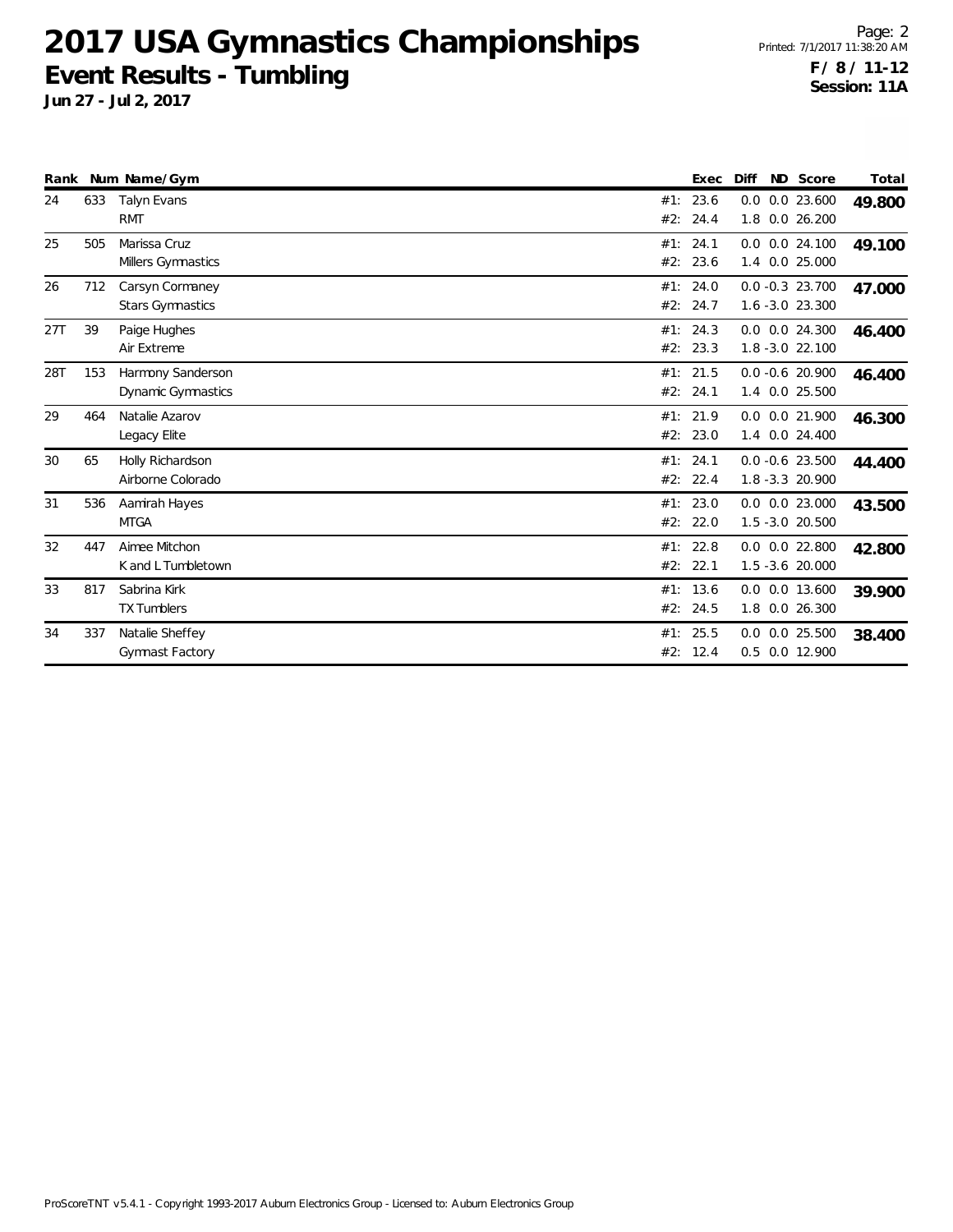# 2017 USA Gymnastics Championships

## Event Results - Tumbling

**Jun 27 - Jul 2, 2017**

**F / 8 / 11-12**
**Session: 11A**

| Rank | Num | Name/Gym | | Exec | Diff | ND | Score | Total |
|---|---|---|---|---|---|---|---|---|
| 24 | 633 | Talyn Evans | #1: | 23.6 | 0.0 | 0.0 | 23.600 | **49.800** |
| | | RMT | #2: | 24.4 | 1.8 | 0.0 | 26.200 | |
| 25 | 505 | Marissa Cruz | #1: | 24.1 | 0.0 | 0.0 | 24.100 | **49.100** |
| | | Millers Gymnastics | #2: | 23.6 | 1.4 | 0.0 | 25.000 | |
| 26 | 712 | Carsyn Cormaney | #1: | 24.0 | 0.0 | -0.3 | 23.700 | **47.000** |
| | | Stars Gymnastics | #2: | 24.7 | 1.6 | -3.0 | 23.300 | |
| 27T | 39 | Paige Hughes | #1: | 24.3 | 0.0 | 0.0 | 24.300 | **46.400** |
| | | Air Extreme | #2: | 23.3 | 1.8 | -3.0 | 22.100 | |
| 28T | 153 | Harmony Sanderson | #1: | 21.5 | 0.0 | -0.6 | 20.900 | **46.400** |
| | | Dynamic Gymnastics | #2: | 24.1 | 1.4 | 0.0 | 25.500 | |
| 29 | 464 | Natalie Azarov | #1: | 21.9 | 0.0 | 0.0 | 21.900 | **46.300** |
| | | Legacy Elite | #2: | 23.0 | 1.4 | 0.0 | 24.400 | |
| 30 | 65 | Holly Richardson | #1: | 24.1 | 0.0 | -0.6 | 23.500 | **44.400** |
| | | Airborne Colorado | #2: | 22.4 | 1.8 | -3.3 | 20.900 | |
| 31 | 536 | Aamirah Hayes | #1: | 23.0 | 0.0 | 0.0 | 23.000 | **43.500** |
| | | MTGA | #2: | 22.0 | 1.5 | -3.0 | 20.500 | |
| 32 | 447 | Aimee Mitchon | #1: | 22.8 | 0.0 | 0.0 | 22.800 | **42.800** |
| | | K and L Tumbletown | #2: | 22.1 | 1.5 | -3.6 | 20.000 | |
| 33 | 817 | Sabrina Kirk | #1: | 13.6 | 0.0 | 0.0 | 13.600 | **39.900** |
| | | TX Tumblers | #2: | 24.5 | 1.8 | 0.0 | 26.300 | |
| 34 | 337 | Natalie Sheffey | #1: | 25.5 | 0.0 | 0.0 | 25.500 | **38.400** |
| | | Gymnast Factory | #2: | 12.4 | 0.5 | 0.0 | 12.900 | |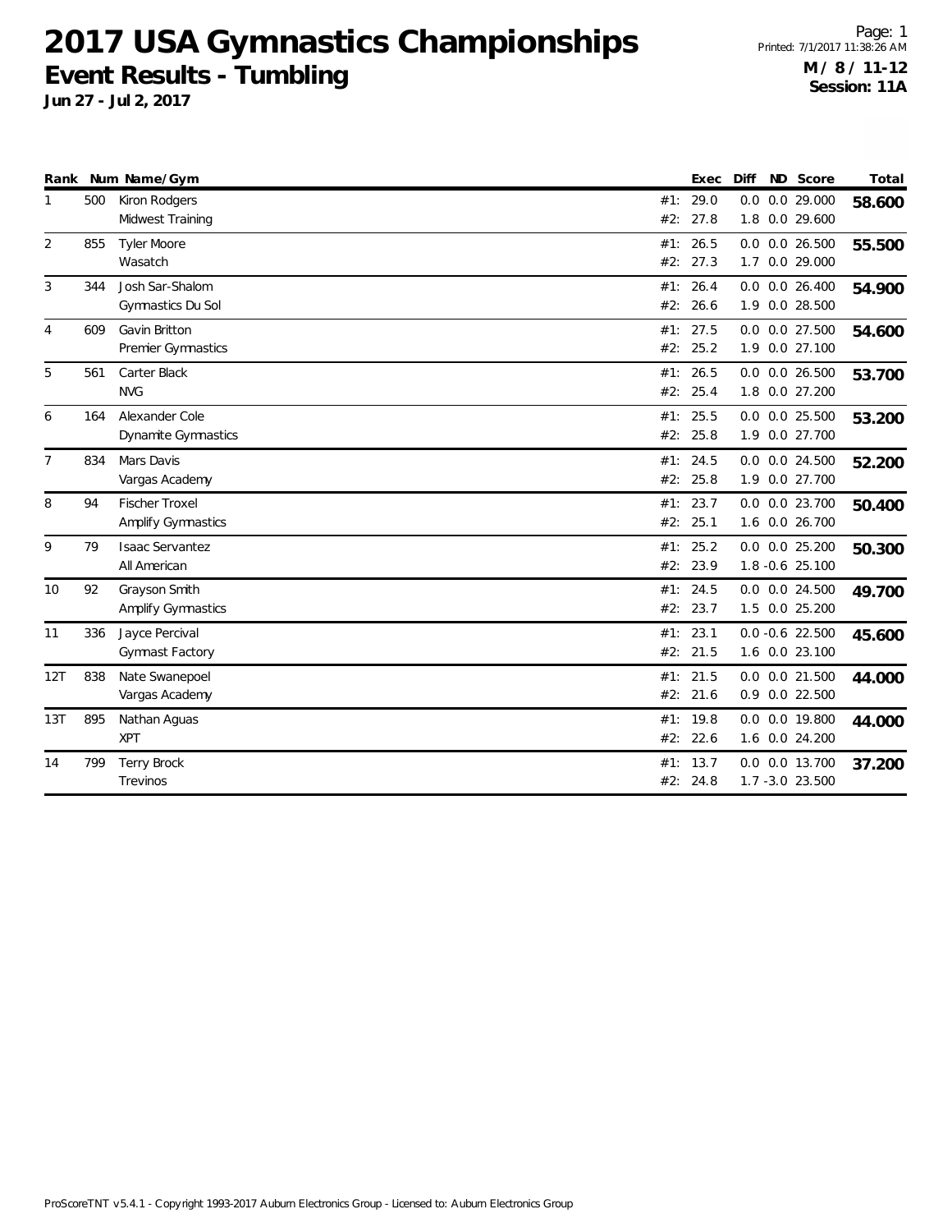# 2017 USA Gymnastics Championships

## Event Results - Tumbling

**Jun 27 - Jul 2, 2017**

Printed: 7/1/2017 11:38:26 AM

**M / 8 / 11-12**
**Session: 11A**

| Rank | Num | Name/Gym | | Exec | Diff | ND | Score | Total |
|---|---|---|---|---|---|---|---|---|
| 1 | 500 | Kiron Rodgers | #1: | 29.0 | 0.0 | 0.0 | 29.000 | **58.600** |
| | | Midwest Training | #2: | 27.8 | 1.8 | 0.0 | 29.600 | |
| 2 | 855 | Tyler Moore | #1: | 26.5 | 0.0 | 0.0 | 26.500 | **55.500** |
| | | Wasatch | #2: | 27.3 | 1.7 | 0.0 | 29.000 | |
| 3 | 344 | Josh Sar-Shalom | #1: | 26.4 | 0.0 | 0.0 | 26.400 | **54.900** |
| | | Gymnastics Du Sol | #2: | 26.6 | 1.9 | 0.0 | 28.500 | |
| 4 | 609 | Gavin Britton | #1: | 27.5 | 0.0 | 0.0 | 27.500 | **54.600** |
| | | Premier Gymnastics | #2: | 25.2 | 1.9 | 0.0 | 27.100 | |
| 5 | 561 | Carter Black | #1: | 26.5 | 0.0 | 0.0 | 26.500 | **53.700** |
| | | NVG | #2: | 25.4 | 1.8 | 0.0 | 27.200 | |
| 6 | 164 | Alexander Cole | #1: | 25.5 | 0.0 | 0.0 | 25.500 | **53.200** |
| | | Dynamite Gymnastics | #2: | 25.8 | 1.9 | 0.0 | 27.700 | |
| 7 | 834 | Mars Davis | #1: | 24.5 | 0.0 | 0.0 | 24.500 | **52.200** |
| | | Vargas Academy | #2: | 25.8 | 1.9 | 0.0 | 27.700 | |
| 8 | 94 | Fischer Troxel | #1: | 23.7 | 0.0 | 0.0 | 23.700 | **50.400** |
| | | Amplify Gymnastics | #2: | 25.1 | 1.6 | 0.0 | 26.700 | |
| 9 | 79 | Isaac Servantez | #1: | 25.2 | 0.0 | 0.0 | 25.200 | **50.300** |
| | | All American | #2: | 23.9 | 1.8 | -0.6 | 25.100 | |
| 10 | 92 | Grayson Smith | #1: | 24.5 | 0.0 | 0.0 | 24.500 | **49.700** |
| | | Amplify Gymnastics | #2: | 23.7 | 1.5 | 0.0 | 25.200 | |
| 11 | 336 | Jayce Percival | #1: | 23.1 | 0.0 | -0.6 | 22.500 | **45.600** |
| | | Gymnast Factory | #2: | 21.5 | 1.6 | 0.0 | 23.100 | |
| 12T | 838 | Nate Swanepoel | #1: | 21.5 | 0.0 | 0.0 | 21.500 | **44.000** |
| | | Vargas Academy | #2: | 21.6 | 0.9 | 0.0 | 22.500 | |
| 13T | 895 | Nathan Aguas | #1: | 19.8 | 0.0 | 0.0 | 19.800 | **44.000** |
| | | XPT | #2: | 22.6 | 1.6 | 0.0 | 24.200 | |
| 14 | 799 | Terry Brock | #1: | 13.7 | 0.0 | 0.0 | 13.700 | **37.200** |
| | | Trevinos | #2: | 24.8 | 1.7 | -3.0 | 23.500 | |

ProScoreTNT v5.4.1 - Copyright 1993-2017 Auburn Electronics Group - Licensed to: Auburn Electronics Group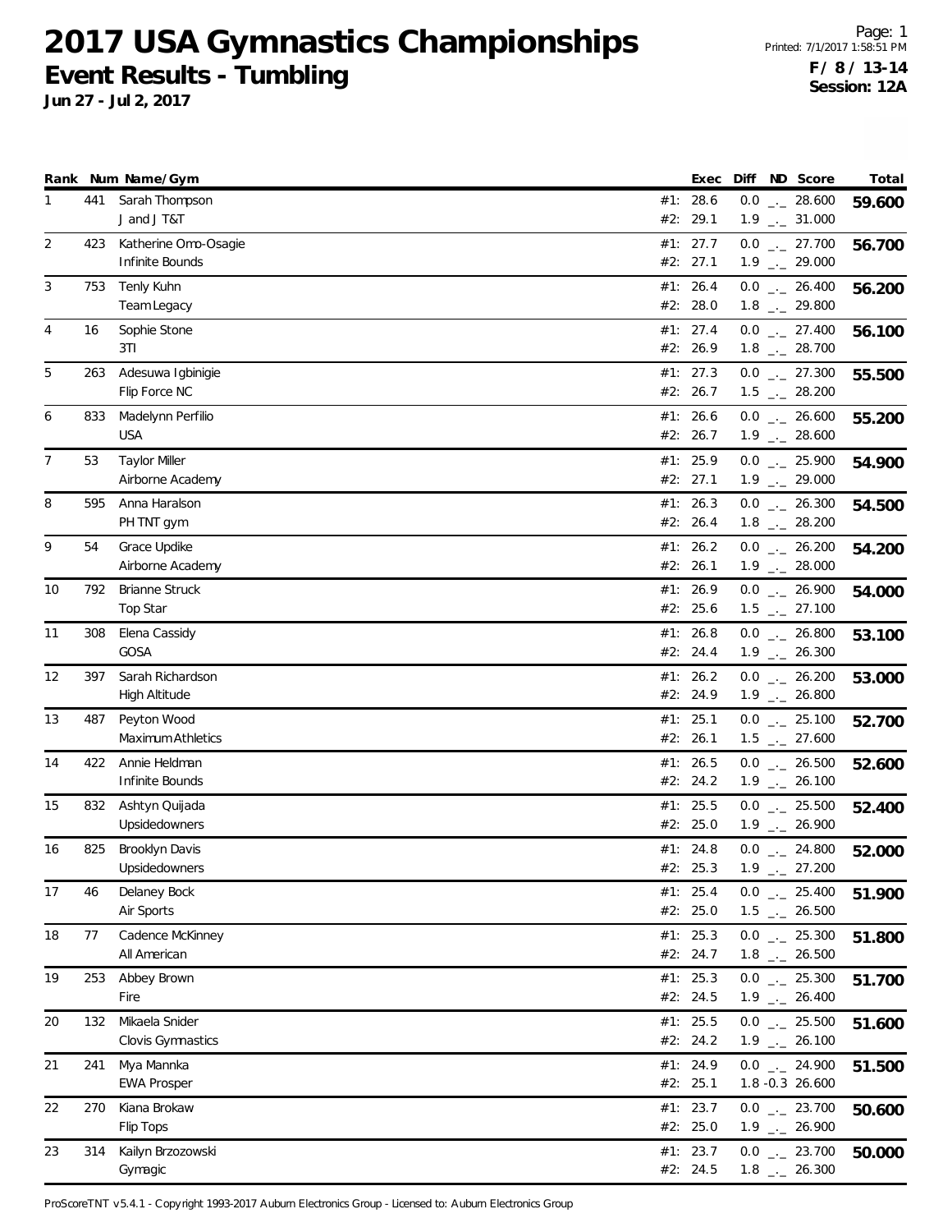# 2017 USA Gymnastics Championships

## Event Results - Tumbling

**Jun 27 - Jul 2, 2017**

Page: 1
Printed: 7/1/2017 1:58:51 PM
**F / 8 / 13-14**
**Session: 12A**

| Rank | Num | Name/Gym | | Exec | Diff | ND | Score | Total |
|---|---|---|---|---|---|---|---|---|
| 1 | 441 | Sarah Thompson | #1: | 28.6 | 0.0 | _._ | 28.600 | **59.600** |
| | | J and J T&T | #2: | 29.1 | 1.9 | _._ | 31.000 | |
| 2 | 423 | Katherine Omo-Osagie | #1: | 27.7 | 0.0 | _._ | 27.700 | **56.700** |
| | | Infinite Bounds | #2: | 27.1 | 1.9 | _._ | 29.000 | |
| 3 | 753 | Tenly Kuhn | #1: | 26.4 | 0.0 | _._ | 26.400 | **56.200** |
| | | Team Legacy | #2: | 28.0 | 1.8 | _._ | 29.800 | |
| 4 | 16 | Sophie Stone | #1: | 27.4 | 0.0 | _._ | 27.400 | **56.100** |
| | | 3TI | #2: | 26.9 | 1.8 | _._ | 28.700 | |
| 5 | 263 | Adesuwa Igbinigie | #1: | 27.3 | 0.0 | _._ | 27.300 | **55.500** |
| | | Flip Force NC | #2: | 26.7 | 1.5 | _._ | 28.200 | |
| 6 | 833 | Madelynn Perfilio | #1: | 26.6 | 0.0 | _._ | 26.600 | **55.200** |
| | | USA | #2: | 26.7 | 1.9 | _._ | 28.600 | |
| 7 | 53 | Taylor Miller | #1: | 25.9 | 0.0 | _._ | 25.900 | **54.900** |
| | | Airborne Academy | #2: | 27.1 | 1.9 | _._ | 29.000 | |
| 8 | 595 | Anna Haralson | #1: | 26.3 | 0.0 | _._ | 26.300 | **54.500** |
| | | PH TNT gym | #2: | 26.4 | 1.8 | _._ | 28.200 | |
| 9 | 54 | Grace Updike | #1: | 26.2 | 0.0 | _._ | 26.200 | **54.200** |
| | | Airborne Academy | #2: | 26.1 | 1.9 | _._ | 28.000 | |
| 10 | 792 | Brianne Struck | #1: | 26.9 | 0.0 | _._ | 26.900 | **54.000** |
| | | Top Star | #2: | 25.6 | 1.5 | _._ | 27.100 | |
| 11 | 308 | Elena Cassidy | #1: | 26.8 | 0.0 | _._ | 26.800 | **53.100** |
| | | GOSA | #2: | 24.4 | 1.9 | _._ | 26.300 | |
| 12 | 397 | Sarah Richardson | #1: | 26.2 | 0.0 | _._ | 26.200 | **53.000** |
| | | High Altitude | #2: | 24.9 | 1.9 | _._ | 26.800 | |
| 13 | 487 | Peyton Wood | #1: | 25.1 | 0.0 | _._ | 25.100 | **52.700** |
| | | Maximum Athletics | #2: | 26.1 | 1.5 | _._ | 27.600 | |
| 14 | 422 | Annie Heldman | #1: | 26.5 | 0.0 | _._ | 26.500 | **52.600** |
| | | Infinite Bounds | #2: | 24.2 | 1.9 | _._ | 26.100 | |
| 15 | 832 | Ashtyn Quijada | #1: | 25.5 | 0.0 | _._ | 25.500 | **52.400** |
| | | Upsidedowners | #2: | 25.0 | 1.9 | _._ | 26.900 | |
| 16 | 825 | Brooklyn Davis | #1: | 24.8 | 0.0 | _._ | 24.800 | **52.000** |
| | | Upsidedowners | #2: | 25.3 | 1.9 | _._ | 27.200 | |
| 17 | 46 | Delaney Bock | #1: | 25.4 | 0.0 | _._ | 25.400 | **51.900** |
| | | Air Sports | #2: | 25.0 | 1.5 | _._ | 26.500 | |
| 18 | 77 | Cadence McKinney | #1: | 25.3 | 0.0 | _._ | 25.300 | **51.800** |
| | | All American | #2: | 24.7 | 1.8 | _._ | 26.500 | |
| 19 | 253 | Abbey Brown | #1: | 25.3 | 0.0 | _._ | 25.300 | **51.700** |
| | | Fire | #2: | 24.5 | 1.9 | _._ | 26.400 | |
| 20 | 132 | Mikaela Snider | #1: | 25.5 | 0.0 | _._ | 25.500 | **51.600** |
| | | Clovis Gymnastics | #2: | 24.2 | 1.9 | _._ | 26.100 | |
| 21 | 241 | Mya Mannka | #1: | 24.9 | 0.0 | _._ | 24.900 | **51.500** |
| | | EWA Prosper | #2: | 25.1 | 1.8 | -0.3 | 26.600 | |
| 22 | 270 | Kiana Brokaw | #1: | 23.7 | 0.0 | _._ | 23.700 | **50.600** |
| | | Flip Tops | #2: | 25.0 | 1.9 | _._ | 26.900 | |
| 23 | 314 | Kailyn Brzozowski | #1: | 23.7 | 0.0 | _._ | 23.700 | **50.000** |
| | | Gymagic | #2: | 24.5 | 1.8 | _._ | 26.300 | |

ProScoreTNT v5.4.1 - Copyright 1993-2017 Auburn Electronics Group - Licensed to: Auburn Electronics Group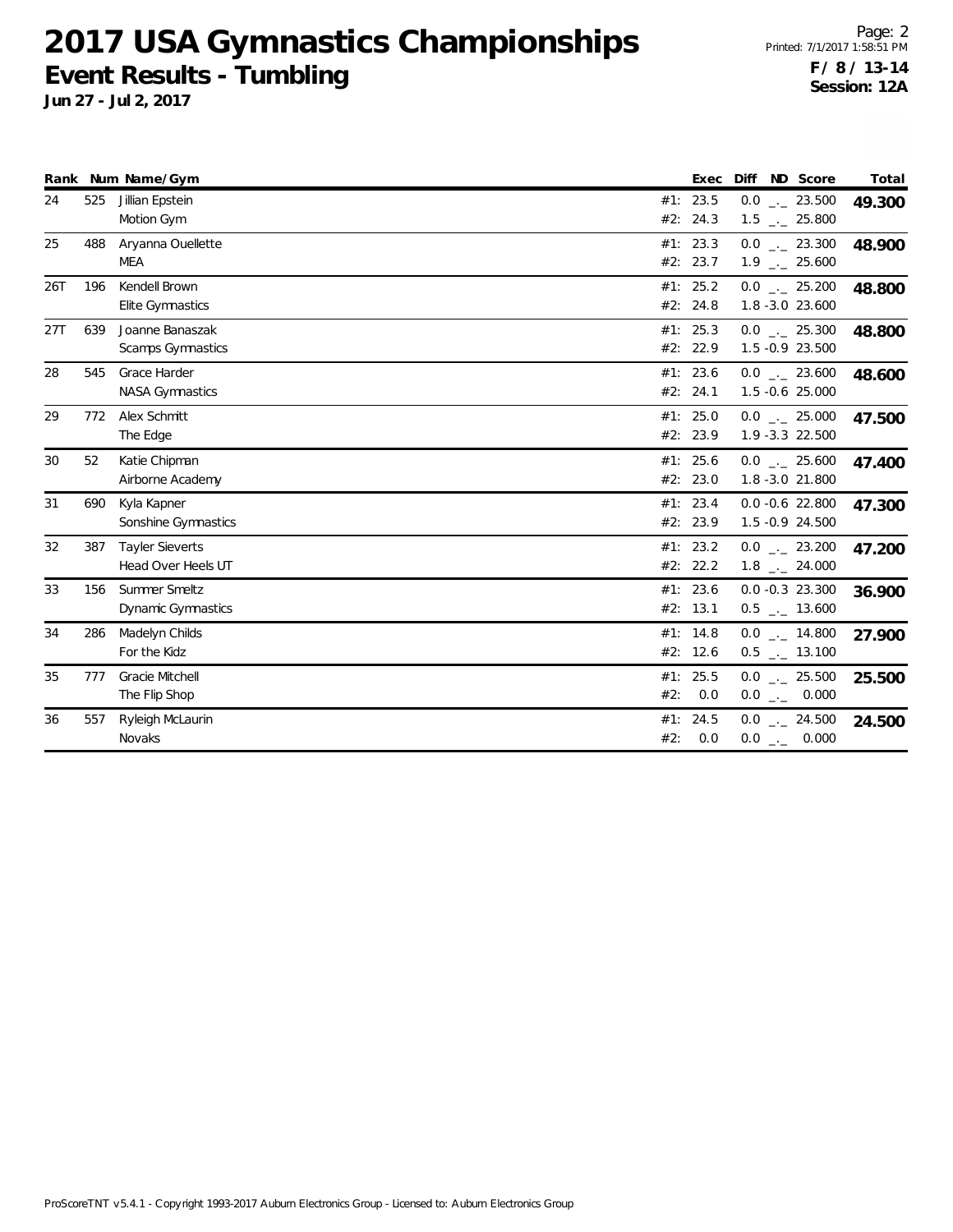# 2017 USA Gymnastics Championships

## Event Results - Tumbling

**Jun 27 - Jul 2, 2017**

Printed: 7/1/2017 1:58:51 PM

**F / 8 / 13-14**
**Session: 12A**

| Rank | Num | Name/Gym | | Exec | Diff | ND | Score | Total |
|---|---|---|---|---|---|---|---|---|
| 24 | 525 | Jillian Epstein | #1: | 23.5 | 0.0 | _._ | 23.500 | **49.300** |
| | | Motion Gym | #2: | 24.3 | 1.5 | _._ | 25.800 | |
| 25 | 488 | Aryanna Ouellette | #1: | 23.3 | 0.0 | _._ | 23.300 | **48.900** |
| | | MEA | #2: | 23.7 | 1.9 | _._ | 25.600 | |
| 26T | 196 | Kendell Brown | #1: | 25.2 | 0.0 | _._ | 25.200 | **48.800** |
| | | Elite Gymnastics | #2: | 24.8 | 1.8 | -3.0 | 23.600 | |
| 27T | 639 | Joanne Banaszak | #1: | 25.3 | 0.0 | _._ | 25.300 | **48.800** |
| | | Scamps Gymnastics | #2: | 22.9 | 1.5 | -0.9 | 23.500 | |
| 28 | 545 | Grace Harder | #1: | 23.6 | 0.0 | _._ | 23.600 | **48.600** |
| | | NASA Gymnastics | #2: | 24.1 | 1.5 | -0.6 | 25.000 | |
| 29 | 772 | Alex Schmitt | #1: | 25.0 | 0.0 | _._ | 25.000 | **47.500** |
| | | The Edge | #2: | 23.9 | 1.9 | -3.3 | 22.500 | |
| 30 | 52 | Katie Chipman | #1: | 25.6 | 0.0 | _._ | 25.600 | **47.400** |
| | | Airborne Academy | #2: | 23.0 | 1.8 | -3.0 | 21.800 | |
| 31 | 690 | Kyla Kapner | #1: | 23.4 | 0.0 | -0.6 | 22.800 | **47.300** |
| | | Sonshine Gymnastics | #2: | 23.9 | 1.5 | -0.9 | 24.500 | |
| 32 | 387 | Tayler Sieverts | #1: | 23.2 | 0.0 | _._ | 23.200 | **47.200** |
| | | Head Over Heels UT | #2: | 22.2 | 1.8 | _._ | 24.000 | |
| 33 | 156 | Summer Smeltz | #1: | 23.6 | 0.0 | -0.3 | 23.300 | **36.900** |
| | | Dynamic Gymnastics | #2: | 13.1 | 0.5 | _._ | 13.600 | |
| 34 | 286 | Madelyn Childs | #1: | 14.8 | 0.0 | _._ | 14.800 | **27.900** |
| | | For the Kidz | #2: | 12.6 | 0.5 | _._ | 13.100 | |
| 35 | 777 | Gracie Mitchell | #1: | 25.5 | 0.0 | _._ | 25.500 | **25.500** |
| | | The Flip Shop | #2: | 0.0 | 0.0 | _._ | 0.000 | |
| 36 | 557 | Ryleigh McLaurin | #1: | 24.5 | 0.0 | _._ | 24.500 | **24.500** |
| | | Novaks | #2: | 0.0 | 0.0 | _._ | 0.000 | |

ProScoreTNT v5.4.1 - Copyright 1993-2017 Auburn Electronics Group - Licensed to: Auburn Electronics Group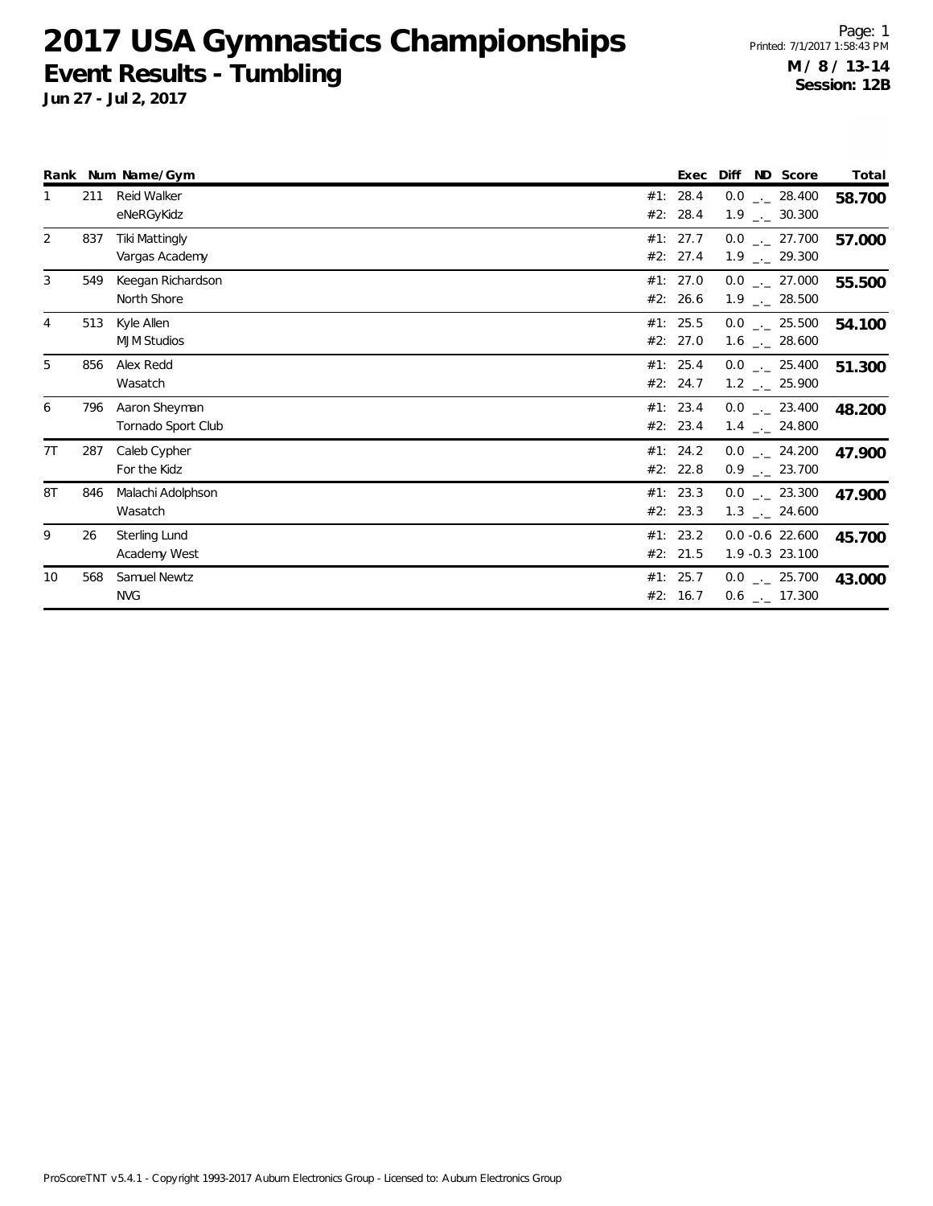# 2017 USA Gymnastics Championships

## Event Results - Tumbling

**Jun 27 - Jul 2, 2017**

**M / 8 / 13-14**
**Session: 12B**

| Rank | Num | Name/Gym | | Exec | Diff | ND | Score | Total |
|---|---|---|---|---|---|---|---|---|
| 1 | 211 | Reid Walker | #1: | 28.4 | 0.0 | _._ | 28.400 | **58.700** |
| | | eNeRGyKidz | #2: | 28.4 | 1.9 | _._ | 30.300 | |
| 2 | 837 | Tiki Mattingly | #1: | 27.7 | 0.0 | _._ | 27.700 | **57.000** |
| | | Vargas Academy | #2: | 27.4 | 1.9 | _._ | 29.300 | |
| 3 | 549 | Keegan Richardson | #1: | 27.0 | 0.0 | _._ | 27.000 | **55.500** |
| | | North Shore | #2: | 26.6 | 1.9 | _._ | 28.500 | |
| 4 | 513 | Kyle Allen | #1: | 25.5 | 0.0 | _._ | 25.500 | **54.100** |
| | | MJM Studios | #2: | 27.0 | 1.6 | _._ | 28.600 | |
| 5 | 856 | Alex Redd | #1: | 25.4 | 0.0 | _._ | 25.400 | **51.300** |
| | | Wasatch | #2: | 24.7 | 1.2 | _._ | 25.900 | |
| 6 | 796 | Aaron Sheyman | #1: | 23.4 | 0.0 | _._ | 23.400 | **48.200** |
| | | Tornado Sport Club | #2: | 23.4 | 1.4 | _._ | 24.800 | |
| 7T | 287 | Caleb Cypher | #1: | 24.2 | 0.0 | _._ | 24.200 | **47.900** |
| | | For the Kidz | #2: | 22.8 | 0.9 | _._ | 23.700 | |
| 8T | 846 | Malachi Adolphson | #1: | 23.3 | 0.0 | _._ | 23.300 | **47.900** |
| | | Wasatch | #2: | 23.3 | 1.3 | _._ | 24.600 | |
| 9 | 26 | Sterling Lund | #1: | 23.2 | 0.0 | -0.6 | 22.600 | **45.700** |
| | | Academy West | #2: | 21.5 | 1.9 | -0.3 | 23.100 | |
| 10 | 568 | Samuel Newtz | #1: | 25.7 | 0.0 | _._ | 25.700 | **43.000** |
| | | NVG | #2: | 16.7 | 0.6 | _._ | 17.300 | |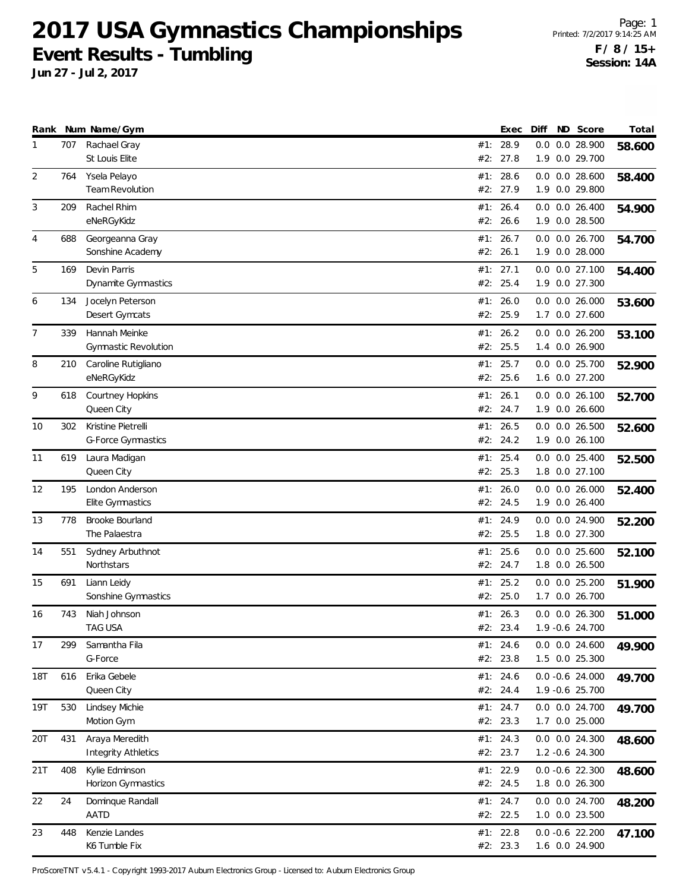# 2017 USA Gymnastics Championships

## Event Results - Tumbling

**Jun 27 - Jul 2, 2017**

Printed: 7/2/2017 9:14:25 AM

**F / 8 / 15+**
**Session: 14A**

| Rank | Num | Name/Gym | | Exec | Diff | ND | Score | Total |
|---|---|---|---|---|---|---|---|---|
| 1 | 707 | Rachael Gray | #1: | 28.9 | 0.0 | 0.0 | 28.900 | **58.600** |
| | | St Louis Elite | #2: | 27.8 | 1.9 | 0.0 | 29.700 | |
| 2 | 764 | Ysela Pelayo | #1: | 28.6 | 0.0 | 0.0 | 28.600 | **58.400** |
| | | Team Revolution | #2: | 27.9 | 1.9 | 0.0 | 29.800 | |
| 3 | 209 | Rachel Rhim | #1: | 26.4 | 0.0 | 0.0 | 26.400 | **54.900** |
| | | eNeRGyKidz | #2: | 26.6 | 1.9 | 0.0 | 28.500 | |
| 4 | 688 | Georgeanna Gray | #1: | 26.7 | 0.0 | 0.0 | 26.700 | **54.700** |
| | | Sonshine Academy | #2: | 26.1 | 1.9 | 0.0 | 28.000 | |
| 5 | 169 | Devin Parris | #1: | 27.1 | 0.0 | 0.0 | 27.100 | **54.400** |
| | | Dynamite Gymnastics | #2: | 25.4 | 1.9 | 0.0 | 27.300 | |
| 6 | 134 | Jocelyn Peterson | #1: | 26.0 | 0.0 | 0.0 | 26.000 | **53.600** |
| | | Desert Gymcats | #2: | 25.9 | 1.7 | 0.0 | 27.600 | |
| 7 | 339 | Hannah Meinke | #1: | 26.2 | 0.0 | 0.0 | 26.200 | **53.100** |
| | | Gymnastic Revolution | #2: | 25.5 | 1.4 | 0.0 | 26.900 | |
| 8 | 210 | Caroline Rutigliano | #1: | 25.7 | 0.0 | 0.0 | 25.700 | **52.900** |
| | | eNeRGyKidz | #2: | 25.6 | 1.6 | 0.0 | 27.200 | |
| 9 | 618 | Courtney Hopkins | #1: | 26.1 | 0.0 | 0.0 | 26.100 | **52.700** |
| | | Queen City | #2: | 24.7 | 1.9 | 0.0 | 26.600 | |
| 10 | 302 | Kristine Pietrelli | #1: | 26.5 | 0.0 | 0.0 | 26.500 | **52.600** |
| | | G-Force Gymnastics | #2: | 24.2 | 1.9 | 0.0 | 26.100 | |
| 11 | 619 | Laura Madigan | #1: | 25.4 | 0.0 | 0.0 | 25.400 | **52.500** |
| | | Queen City | #2: | 25.3 | 1.8 | 0.0 | 27.100 | |
| 12 | 195 | London Anderson | #1: | 26.0 | 0.0 | 0.0 | 26.000 | **52.400** |
| | | Elite Gymnastics | #2: | 24.5 | 1.9 | 0.0 | 26.400 | |
| 13 | 778 | Brooke Bourland | #1: | 24.9 | 0.0 | 0.0 | 24.900 | **52.200** |
| | | The Palaestra | #2: | 25.5 | 1.8 | 0.0 | 27.300 | |
| 14 | 551 | Sydney Arbuthnot | #1: | 25.6 | 0.0 | 0.0 | 25.600 | **52.100** |
| | | Northstars | #2: | 24.7 | 1.8 | 0.0 | 26.500 | |
| 15 | 691 | Liann Leidy | #1: | 25.2 | 0.0 | 0.0 | 25.200 | **51.900** |
| | | Sonshine Gymnastics | #2: | 25.0 | 1.7 | 0.0 | 26.700 | |
| 16 | 743 | Niah Johnson | #1: | 26.3 | 0.0 | 0.0 | 26.300 | **51.000** |
| | | TAG USA | #2: | 23.4 | 1.9 | -0.6 | 24.700 | |
| 17 | 299 | Samantha Fila | #1: | 24.6 | 0.0 | 0.0 | 24.600 | **49.900** |
| | | G-Force | #2: | 23.8 | 1.5 | 0.0 | 25.300 | |
| 18T | 616 | Erika Gebele | #1: | 24.6 | 0.0 | -0.6 | 24.000 | **49.700** |
| | | Queen City | #2: | 24.4 | 1.9 | -0.6 | 25.700 | |
| 19T | 530 | Lindsey Michie | #1: | 24.7 | 0.0 | 0.0 | 24.700 | **49.700** |
| | | Motion Gym | #2: | 23.3 | 1.7 | 0.0 | 25.000 | |
| 20T | 431 | Araya Meredith | #1: | 24.3 | 0.0 | 0.0 | 24.300 | **48.600** |
| | | Integrity Athletics | #2: | 23.7 | 1.2 | -0.6 | 24.300 | |
| 21T | 408 | Kylie Edminson | #1: | 22.9 | 0.0 | -0.6 | 22.300 | **48.600** |
| | | Horizon Gymnastics | #2: | 24.5 | 1.8 | 0.0 | 26.300 | |
| 22 | 24 | Dominque Randall | #1: | 24.7 | 0.0 | 0.0 | 24.700 | **48.200** |
| | | AATD | #2: | 22.5 | 1.0 | 0.0 | 23.500 | |
| 23 | 448 | Kenzie Landes | #1: | 22.8 | 0.0 | -0.6 | 22.200 | **47.100** |
| | | K6 Tumble Fix | #2: | 23.3 | 1.6 | 0.0 | 24.900 | |

ProScoreTNT v5.4.1 - Copyright 1993-2017 Auburn Electronics Group - Licensed to: Auburn Electronics Group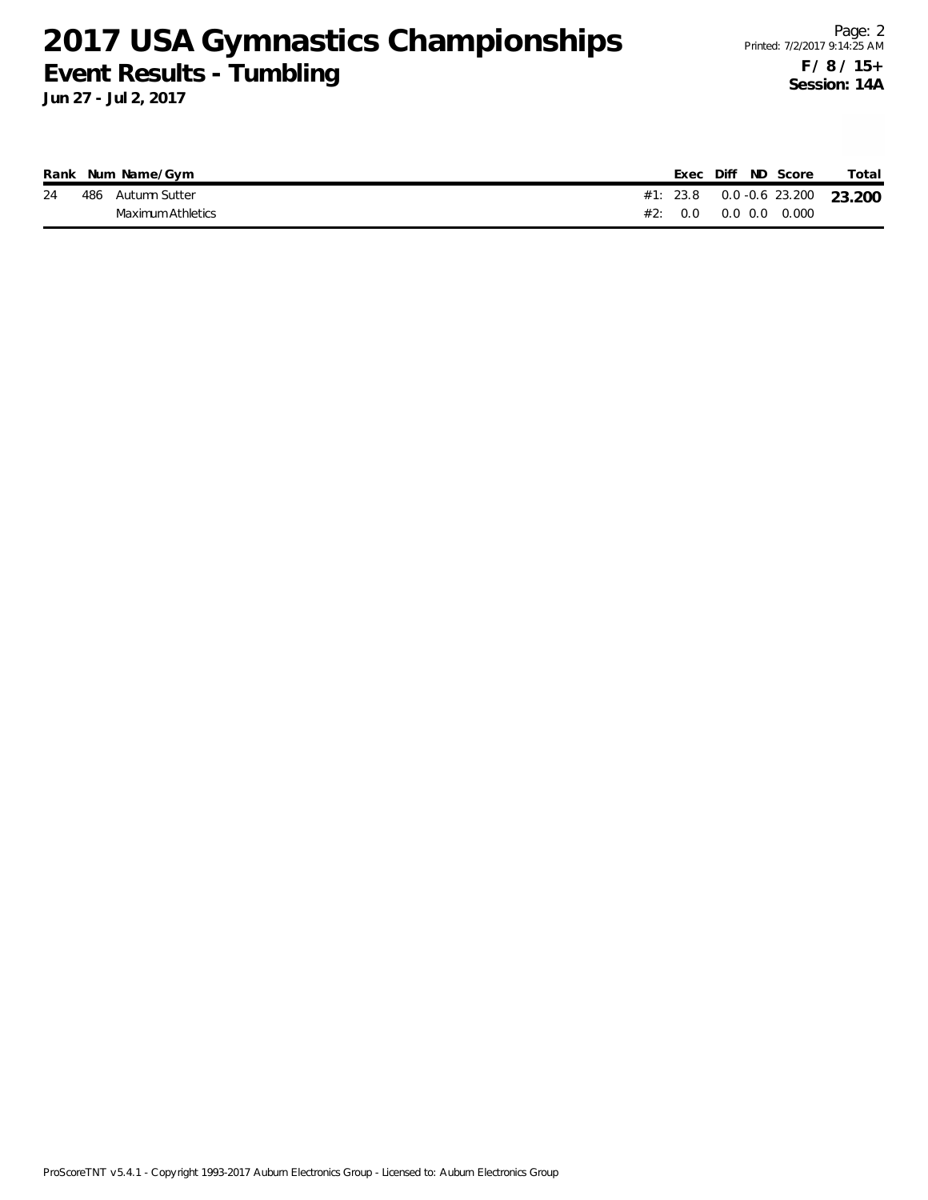# 2017 USA Gymnastics Championships

## Event Results - Tumbling

**Jun 27 - Jul 2, 2017**

Printed: 7/2/2017 9:14:25 AM

**F / 8 / 15+**
**Session: 14A**

| Rank | Num | Name/Gym | | Exec | Diff | ND | Score | Total |
|---|---|---|---|---|---|---|---|---|
| 24 | 486 | Autumn Sutter | #1: | 23.8 | 0.0 | -0.6 | 23.200 | **23.200** |
| | | Maximum Athletics | #2: | 0.0 | 0.0 | 0.0 | 0.000 | |

ProScoreTNT v5.4.1 - Copyright 1993-2017 Auburn Electronics Group - Licensed to: Auburn Electronics Group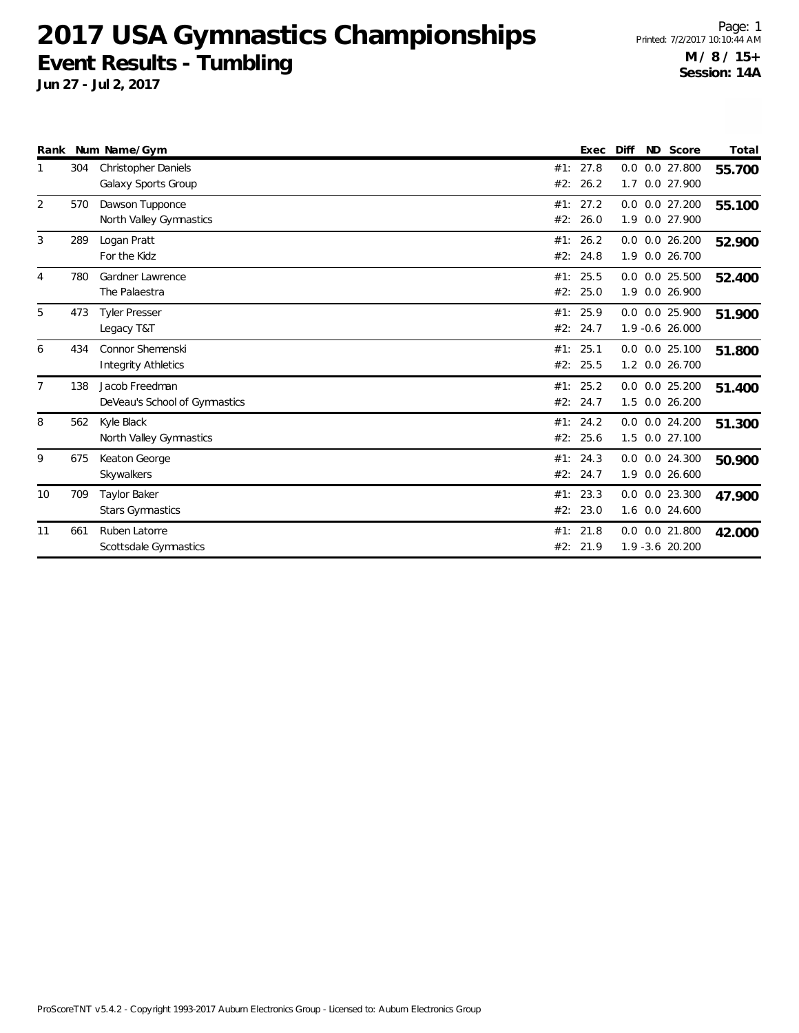# 2017 USA Gymnastics Championships

## Event Results - Tumbling

**Jun 27 - Jul 2, 2017**

Printed: 7/2/2017 10:10:44 AM

**M / 8 / 15+**
**Session: 14A**

| Rank | Num | Name/Gym | | Exec | Diff | ND | Score | Total |
|---|---|---|---|---|---|---|---|---|
| 1 | 304 | Christopher Daniels | #1: | 27.8 | 0.0 | 0.0 | 27.800 | **55.700** |
| | | Galaxy Sports Group | #2: | 26.2 | 1.7 | 0.0 | 27.900 | |
| 2 | 570 | Dawson Tupponce | #1: | 27.2 | 0.0 | 0.0 | 27.200 | **55.100** |
| | | North Valley Gymnastics | #2: | 26.0 | 1.9 | 0.0 | 27.900 | |
| 3 | 289 | Logan Pratt | #1: | 26.2 | 0.0 | 0.0 | 26.200 | **52.900** |
| | | For the Kidz | #2: | 24.8 | 1.9 | 0.0 | 26.700 | |
| 4 | 780 | Gardner Lawrence | #1: | 25.5 | 0.0 | 0.0 | 25.500 | **52.400** |
| | | The Palaestra | #2: | 25.0 | 1.9 | 0.0 | 26.900 | |
| 5 | 473 | Tyler Presser | #1: | 25.9 | 0.0 | 0.0 | 25.900 | **51.900** |
| | | Legacy T&T | #2: | 24.7 | 1.9 | -0.6 | 26.000 | |
| 6 | 434 | Connor Shemenski | #1: | 25.1 | 0.0 | 0.0 | 25.100 | **51.800** |
| | | Integrity Athletics | #2: | 25.5 | 1.2 | 0.0 | 26.700 | |
| 7 | 138 | Jacob Freedman | #1: | 25.2 | 0.0 | 0.0 | 25.200 | **51.400** |
| | | DeVeau's School of Gymnastics | #2: | 24.7 | 1.5 | 0.0 | 26.200 | |
| 8 | 562 | Kyle Black | #1: | 24.2 | 0.0 | 0.0 | 24.200 | **51.300** |
| | | North Valley Gymnastics | #2: | 25.6 | 1.5 | 0.0 | 27.100 | |
| 9 | 675 | Keaton George | #1: | 24.3 | 0.0 | 0.0 | 24.300 | **50.900** |
| | | Skywalkers | #2: | 24.7 | 1.9 | 0.0 | 26.600 | |
| 10 | 709 | Taylor Baker | #1: | 23.3 | 0.0 | 0.0 | 23.300 | **47.900** |
| | | Stars Gymnastics | #2: | 23.0 | 1.6 | 0.0 | 24.600 | |
| 11 | 661 | Ruben Latorre | #1: | 21.8 | 0.0 | 0.0 | 21.800 | **42.000** |
| | | Scottsdale Gymnastics | #2: | 21.9 | 1.9 | -3.6 | 20.200 | |

ProScoreTNT v5.4.2 - Copyright 1993-2017 Auburn Electronics Group - Licensed to: Auburn Electronics Group